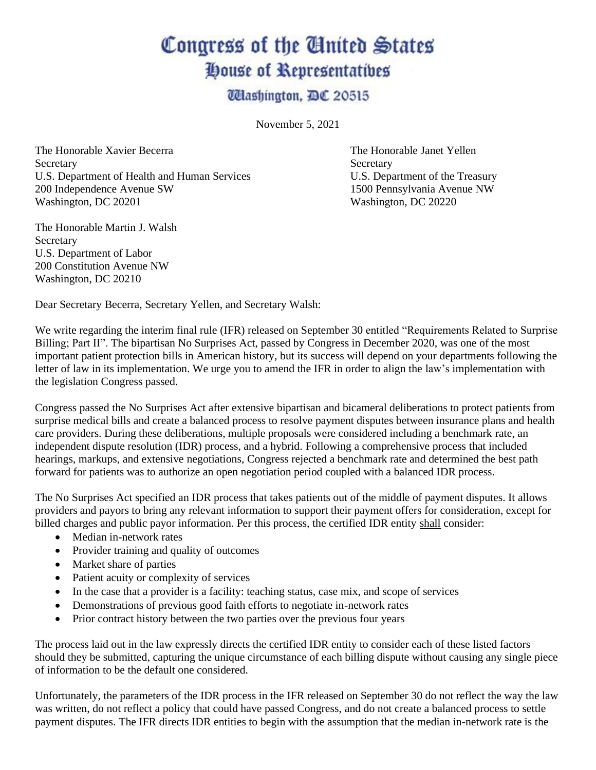# Congress of the United States
## House of Representatives
### Washington, DC 20515

November 5, 2021

The Honorable Xavier Becerra
Secretary
U.S. Department of Health and Human Services
200 Independence Avenue SW
Washington, DC 20201

The Honorable Janet Yellen
Secretary
U.S. Department of the Treasury
1500 Pennsylvania Avenue NW
Washington, DC 20220

The Honorable Martin J. Walsh
Secretary
U.S. Department of Labor
200 Constitution Avenue NW
Washington, DC 20210

Dear Secretary Becerra, Secretary Yellen, and Secretary Walsh:

We write regarding the interim final rule (IFR) released on September 30 entitled "Requirements Related to Surprise Billing; Part II". The bipartisan No Surprises Act, passed by Congress in December 2020, was one of the most important patient protection bills in American history, but its success will depend on your departments following the letter of law in its implementation. We urge you to amend the IFR in order to align the law's implementation with the legislation Congress passed.

Congress passed the No Surprises Act after extensive bipartisan and bicameral deliberations to protect patients from surprise medical bills and create a balanced process to resolve payment disputes between insurance plans and health care providers. During these deliberations, multiple proposals were considered including a benchmark rate, an independent dispute resolution (IDR) process, and a hybrid. Following a comprehensive process that included hearings, markups, and extensive negotiations, Congress rejected a benchmark rate and determined the best path forward for patients was to authorize an open negotiation period coupled with a balanced IDR process.

The No Surprises Act specified an IDR process that takes patients out of the middle of payment disputes. It allows providers and payors to bring any relevant information to support their payment offers for consideration, except for billed charges and public payor information. Per this process, the certified IDR entity <u>shall</u> consider:

- Median in-network rates
- Provider training and quality of outcomes
- Market share of parties
- Patient acuity or complexity of services
- In the case that a provider is a facility: teaching status, case mix, and scope of services
- Demonstrations of previous good faith efforts to negotiate in-network rates
- Prior contract history between the two parties over the previous four years

The process laid out in the law expressly directs the certified IDR entity to consider each of these listed factors should they be submitted, capturing the unique circumstance of each billing dispute without causing any single piece of information to be the default one considered.

Unfortunately, the parameters of the IDR process in the IFR released on September 30 do not reflect the way the law was written, do not reflect a policy that could have passed Congress, and do not create a balanced process to settle payment disputes. The IFR directs IDR entities to begin with the assumption that the median in-network rate is the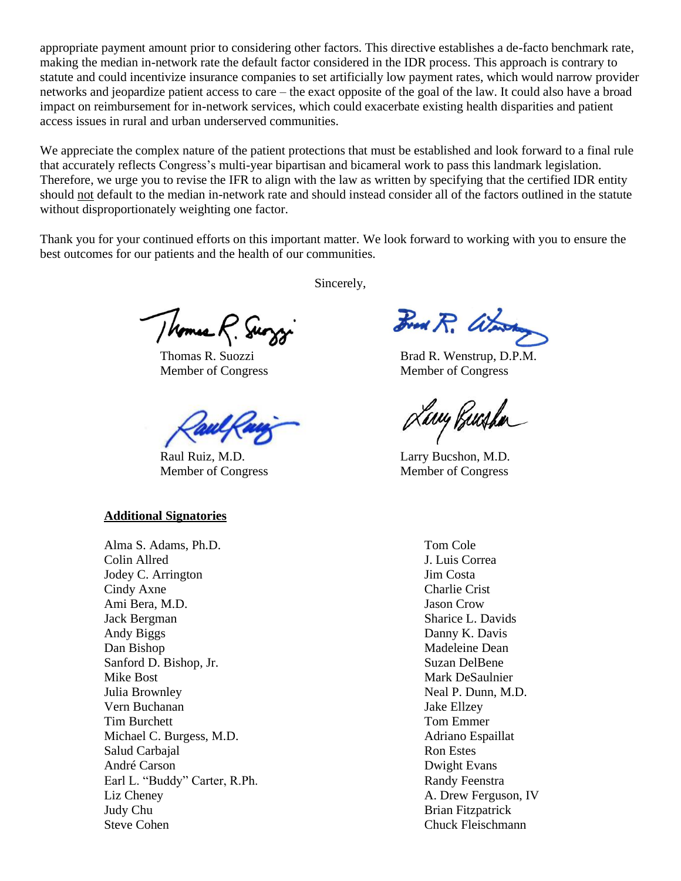appropriate payment amount prior to considering other factors. This directive establishes a de-facto benchmark rate, making the median in-network rate the default factor considered in the IDR process. This approach is contrary to statute and could incentivize insurance companies to set artificially low payment rates, which would narrow provider networks and jeopardize patient access to care – the exact opposite of the goal of the law. It could also have a broad impact on reimbursement for in-network services, which could exacerbate existing health disparities and patient access issues in rural and urban underserved communities.

We appreciate the complex nature of the patient protections that must be established and look forward to a final rule that accurately reflects Congress's multi-year bipartisan and bicameral work to pass this landmark legislation. Therefore, we urge you to revise the IFR to align with the law as written by specifying that the certified IDR entity should not default to the median in-network rate and should instead consider all of the factors outlined in the statute without disproportionately weighting one factor.

Thank you for your continued efforts on this important matter. We look forward to working with you to ensure the best outcomes for our patients and the health of our communities.

Sincerely,

Thomas R. Suozzi
Member of Congress

Brad R. Wenstrup, D.P.M.
Member of Congress

Raul Ruiz, M.D.
Member of Congress

Larry Bucshon, M.D.
Member of Congress

**Additional Signatories**

Alma S. Adams, Ph.D.
Colin Allred
Jodey C. Arrington
Cindy Axne
Ami Bera, M.D.
Jack Bergman
Andy Biggs
Dan Bishop
Sanford D. Bishop, Jr.
Mike Bost
Julia Brownley
Vern Buchanan
Tim Burchett
Michael C. Burgess, M.D.
Salud Carbajal
André Carson
Earl L. "Buddy" Carter, R.Ph.
Liz Cheney
Judy Chu
Steve Cohen
Tom Cole
J. Luis Correa
Jim Costa
Charlie Crist
Jason Crow
Sharice L. Davids
Danny K. Davis
Madeleine Dean
Suzan DelBene
Mark DeSaulnier
Neal P. Dunn, M.D.
Jake Ellzey
Tom Emmer
Adriano Espaillat
Ron Estes
Dwight Evans
Randy Feenstra
A. Drew Ferguson, IV
Brian Fitzpatrick
Chuck Fleischmann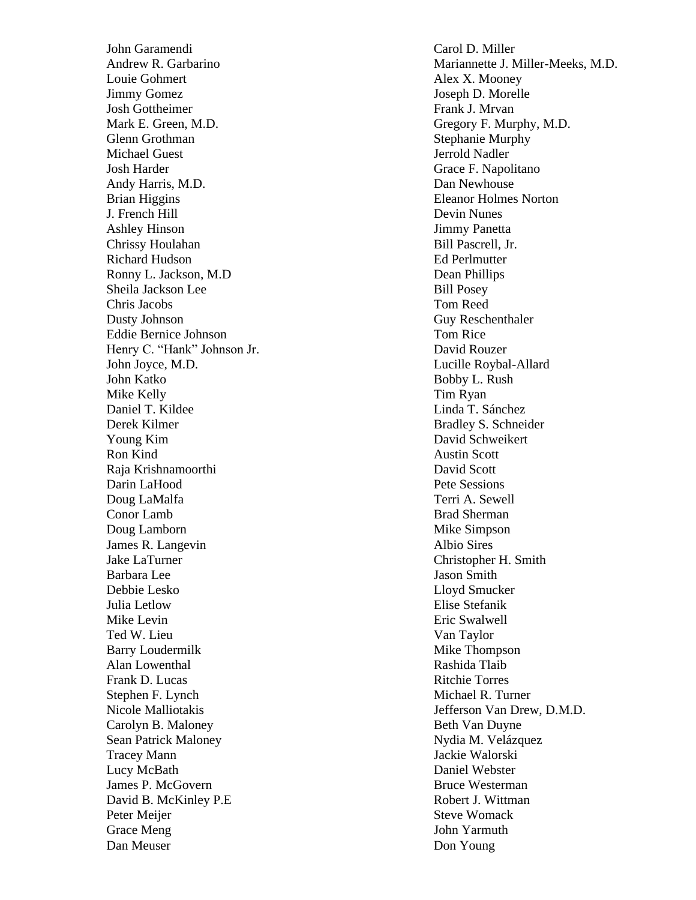John Garamendi
Andrew R. Garbarino
Louie Gohmert
Jimmy Gomez
Josh Gottheimer
Mark E. Green, M.D.
Glenn Grothman
Michael Guest
Josh Harder
Andy Harris, M.D.
Brian Higgins
J. French Hill
Ashley Hinson
Chrissy Houlahan
Richard Hudson
Ronny L. Jackson, M.D
Sheila Jackson Lee
Chris Jacobs
Dusty Johnson
Eddie Bernice Johnson
Henry C. "Hank" Johnson Jr.
John Joyce, M.D.
John Katko
Mike Kelly
Daniel T. Kildee
Derek Kilmer
Young Kim
Ron Kind
Raja Krishnamoorthi
Darin LaHood
Doug LaMalfa
Conor Lamb
Doug Lamborn
James R. Langevin
Jake LaTurner
Barbara Lee
Debbie Lesko
Julia Letlow
Mike Levin
Ted W. Lieu
Barry Loudermilk
Alan Lowenthal
Frank D. Lucas
Stephen F. Lynch
Nicole Malliotakis
Carolyn B. Maloney
Sean Patrick Maloney
Tracey Mann
Lucy McBath
James P. McGovern
David B. McKinley P.E
Peter Meijer
Grace Meng
Dan Meuser
Carol D. Miller
Mariannette J. Miller-Meeks, M.D.
Alex X. Mooney
Joseph D. Morelle
Frank J. Mrvan
Gregory F. Murphy, M.D.
Stephanie Murphy
Jerrold Nadler
Grace F. Napolitano
Dan Newhouse
Eleanor Holmes Norton
Devin Nunes
Jimmy Panetta
Bill Pascrell, Jr.
Ed Perlmutter
Dean Phillips
Bill Posey
Tom Reed
Guy Reschenthaler
Tom Rice
David Rouzer
Lucille Roybal-Allard
Bobby L. Rush
Tim Ryan
Linda T. Sánchez
Bradley S. Schneider
David Schweikert
Austin Scott
David Scott
Pete Sessions
Terri A. Sewell
Brad Sherman
Mike Simpson
Albio Sires
Christopher H. Smith
Jason Smith
Lloyd Smucker
Elise Stefanik
Eric Swalwell
Van Taylor
Mike Thompson
Rashida Tlaib
Ritchie Torres
Michael R. Turner
Jefferson Van Drew, D.M.D.
Beth Van Duyne
Nydia M. Velázquez
Jackie Walorski
Daniel Webster
Bruce Westerman
Robert J. Wittman
Steve Womack
John Yarmuth
Don Young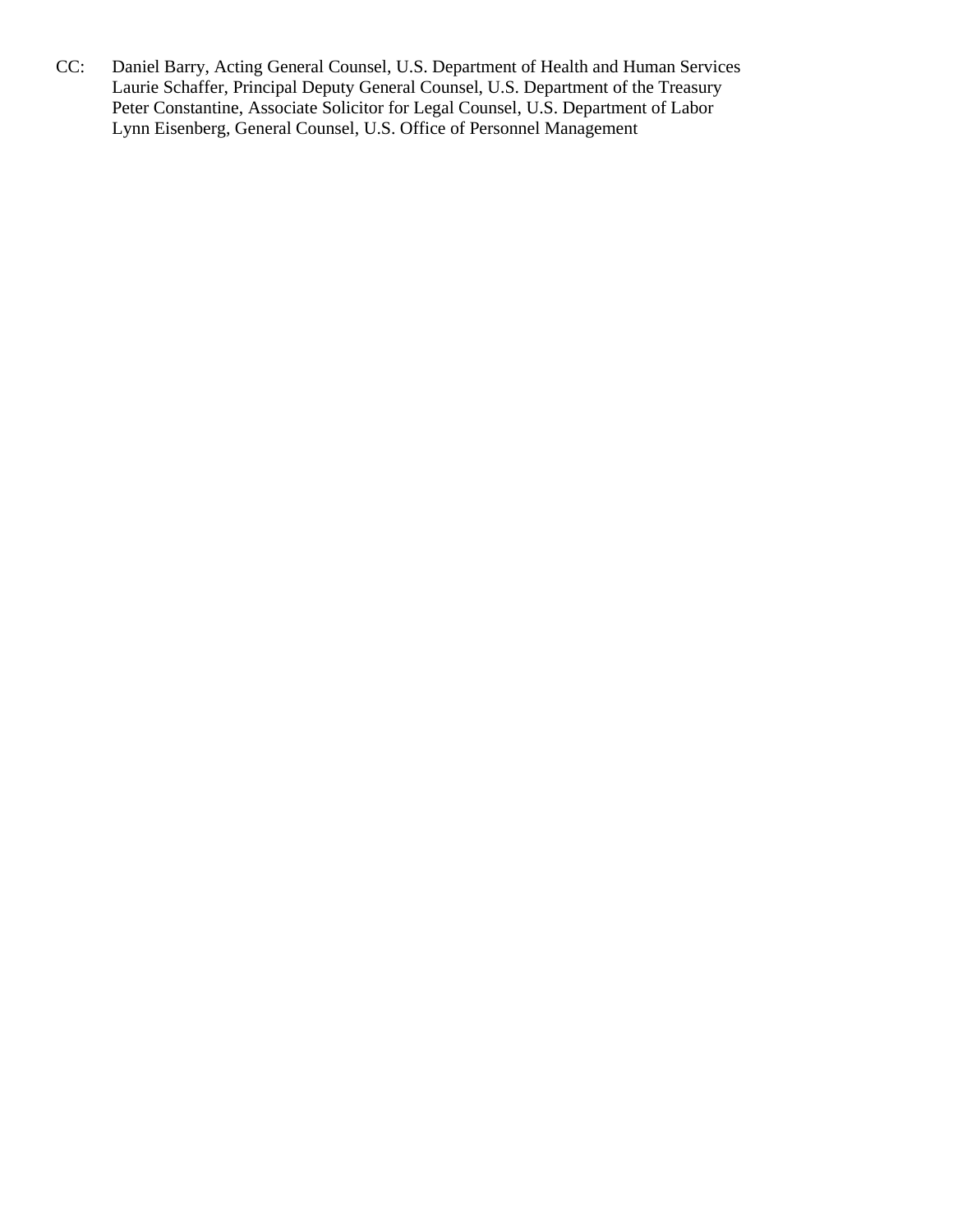CC: Daniel Barry, Acting General Counsel, U.S. Department of Health and Human Services
Laurie Schaffer, Principal Deputy General Counsel, U.S. Department of the Treasury
Peter Constantine, Associate Solicitor for Legal Counsel, U.S. Department of Labor
Lynn Eisenberg, General Counsel, U.S. Office of Personnel Management